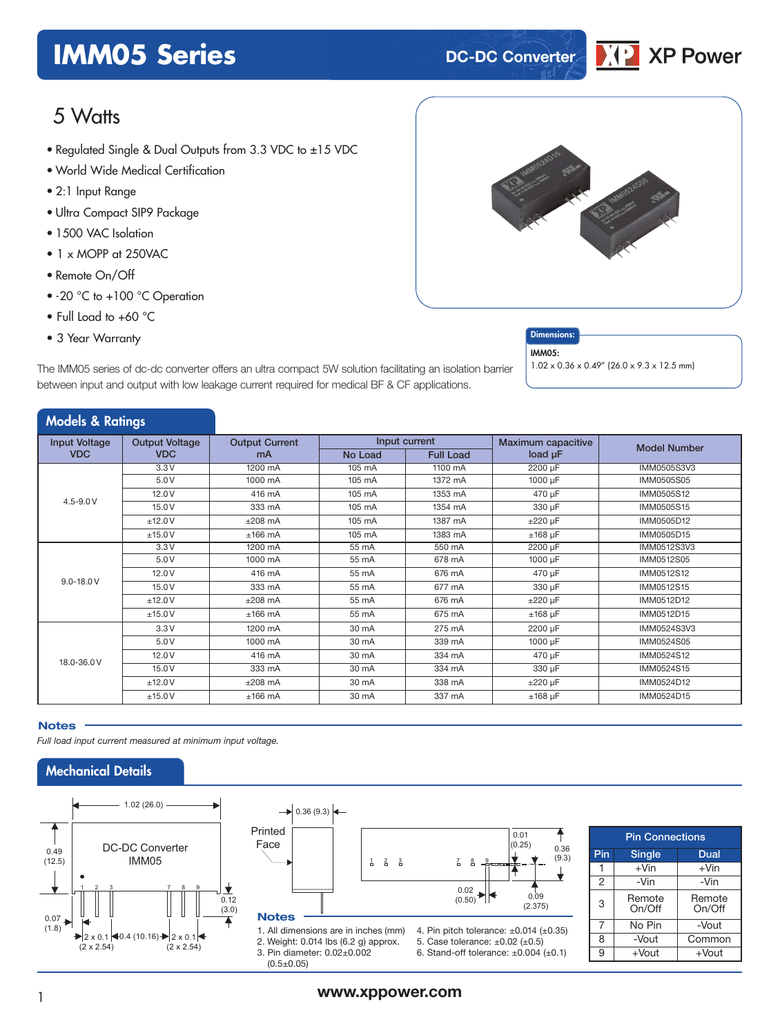# IMM05 Series

DC-DC Converter

XP Power

## 5 Watts

- Regulated Single & Dual Outputs from 3.3 VDC to ±15 VDC
- World Wide Medical Certification
- 2:1 Input Range
- Ultra Compact SIP9 Package
- 1500 VAC Isolation
- 1 x MOPP at 250VAC
- Remote On/Off
- -20 °C to +100 °C Operation
- Full Load to +60 °C
- 3 Year Warranty

**Dimensions:**

**IMM05:**
1.02 x 0.36 x 0.49" (26.0 x 9.3 x 12.5 mm)

The IMM05 series of dc-dc converter offers an ultra compact 5W solution facilitating an isolation barrier between input and output with low leakage current required for medical BF & CF applications.

## Models & Ratings

| Input Voltage VDC | Output Voltage VDC | Output Current mA | Input current | | Maximum capacitive load µF | Model Number |
|---|---|---|---|---|---|---|
| | | | No Load | Full Load | | |
| 4.5-9.0 V | 3.3 V | 1200 mA | 105 mA | 1100 mA | 2200 µF | IMM0505S3V3 |
| | 5.0 V | 1000 mA | 105 mA | 1372 mA | 1000 µF | IMM0505S05 |
| | 12.0 V | 416 mA | 105 mA | 1353 mA | 470 µF | IMM0505S12 |
| | 15.0 V | 333 mA | 105 mA | 1354 mA | 330 µF | IMM0505S15 |
| | ±12.0 V | ±208 mA | 105 mA | 1387 mA | ±220 µF | IMM0505D12 |
| | ±15.0 V | ±166 mA | 105 mA | 1383 mA | ±168 µF | IMM0505D15 |
| 9.0-18.0 V | 3.3 V | 1200 mA | 55 mA | 550 mA | 2200 µF | IMM0512S3V3 |
| | 5.0 V | 1000 mA | 55 mA | 678 mA | 1000 µF | IMM0512S05 |
| | 12.0 V | 416 mA | 55 mA | 676 mA | 470 µF | IMM0512S12 |
| | 15.0 V | 333 mA | 55 mA | 677 mA | 330 µF | IMM0512S15 |
| | ±12.0 V | ±208 mA | 55 mA | 676 mA | ±220 µF | IMM0512D12 |
| | ±15.0 V | ±166 mA | 55 mA | 675 mA | ±168 µF | IMM0512D15 |
| 18.0-36.0 V | 3.3 V | 1200 mA | 30 mA | 275 mA | 2200 µF | IMM0524S3V3 |
| | 5.0 V | 1000 mA | 30 mA | 339 mA | 1000 µF | IMM0524S05 |
| | 12.0 V | 416 mA | 30 mA | 334 mA | 470 µF | IMM0524S12 |
| | 15.0 V | 333 mA | 30 mA | 334 mA | 330 µF | IMM0524S15 |
| | ±12.0 V | ±208 mA | 30 mA | 338 mA | ±220 µF | IMM0524D12 |
| | ±15.0 V | ±166 mA | 30 mA | 337 mA | ±168 µF | IMM0524D15 |

### Notes

*Full load input current measured at minimum input voltage.*

## Mechanical Details

DC-DC Converter IMM05

1.02 (26.0), 0.49 (12.5), 0.12 (3.0), 0.07 (1.8), 2 x 0.1 (2 x 2.54), 0.4 (10.16), 2 x 0.1 (2 x 2.54)

Printed Face, 0.36 (9.3), 0.01 (0.25), 0.36 (9.3), 0.02 (0.50), 0.09 (2.375)

### Notes

1. All dimensions are in inches (mm)
2. Weight: 0.014 lbs (6.2 g) approx.
3. Pin diameter: 0.02±0.002 (0.5±0.05)
4. Pin pitch tolerance: ±0.014 (±0.35)
5. Case tolerance: ±0.02 (±0.5)
6. Stand-off tolerance: ±0.004 (±0.1)

| Pin Connections | | |
|---|---|---|
| Pin | Single | Dual |
| 1 | +Vin | +Vin |
| 2 | -Vin | -Vin |
| 3 | Remote On/Off | Remote On/Off |
| 7 | No Pin | -Vout |
| 8 | -Vout | Common |
| 9 | +Vout | +Vout |

www.xppower.com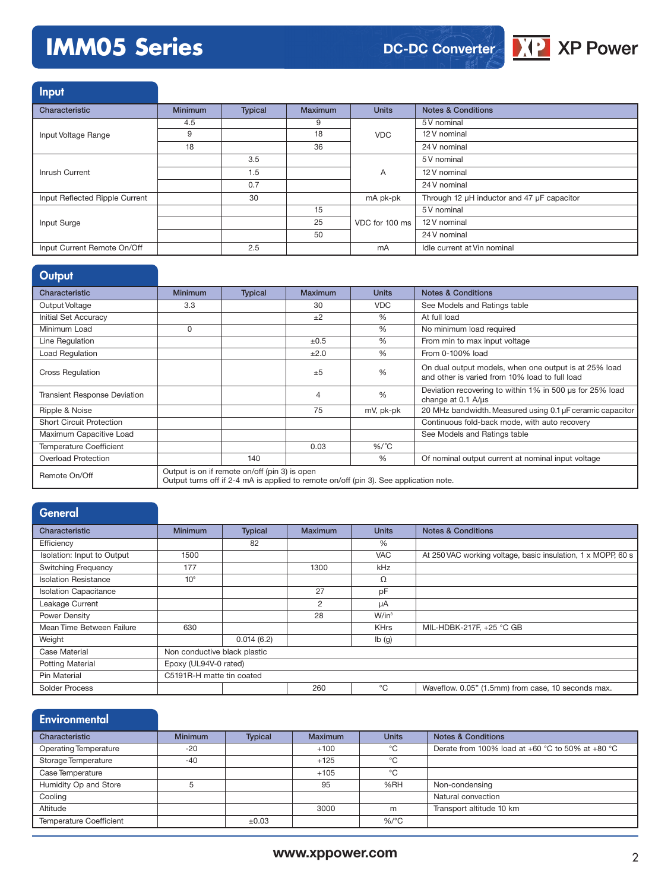# IMM05 Series

DC-DC Converter

## Input

| Characteristic | Minimum | Typical | Maximum | Units | Notes & Conditions |
|---|---|---|---|---|---|
| Input Voltage Range | 4.5 | | 9 | VDC | 5 V nominal |
| | 9 | | 18 | | 12 V nominal |
| | 18 | | 36 | | 24 V nominal |
| Inrush Current | | 3.5 | | A | 5 V nominal |
| | | 1.5 | | | 12 V nominal |
| | | 0.7 | | | 24 V nominal |
| Input Reflected Ripple Current | | 30 | | mA pk-pk | Through 12 µH inductor and 47 µF capacitor |
| Input Surge | | | 15 | VDC for 100 ms | 5 V nominal |
| | | | 25 | | 12 V nominal |
| | | | 50 | | 24 V nominal |
| Input Current Remote On/Off | | 2.5 | | mA | Idle current at Vin nominal |

## Output

| Characteristic | Minimum | Typical | Maximum | Units | Notes & Conditions |
|---|---|---|---|---|---|
| Output Voltage | 3.3 | | 30 | VDC | See Models and Ratings table |
| Initial Set Accuracy | | | ±2 | % | At full load |
| Minimum Load | 0 | | | % | No minimum load required |
| Line Regulation | | | ±0.5 | % | From min to max input voltage |
| Load Regulation | | | ±2.0 | % | From 0-100% load |
| Cross Regulation | | | ±5 | % | On dual output models, when one output is at 25% load and other is varied from 10% load to full load |
| Transient Response Deviation | | | 4 | % | Deviation recovering to within 1% in 500 µs for 25% load change at 0.1 A/µs |
| Ripple & Noise | | | 75 | mV, pk-pk | 20 MHz bandwidth. Measured using 0.1 µF ceramic capacitor |
| Short Circuit Protection | | | | | Continuous fold-back mode, with auto recovery |
| Maximum Capacitive Load | | | | | See Models and Ratings table |
| Temperature Coefficient | | | 0.03 | %/°C | |
| Overload Protection | | 140 | | % | Of nominal output current at nominal input voltage |
| Remote On/Off | Output is on if remote on/off (pin 3) is open<br>Output turns off if 2-4 mA is applied to remote on/off (pin 3). See application note. | | | | |

## General

| Characteristic | Minimum | Typical | Maximum | Units | Notes & Conditions |
|---|---|---|---|---|---|
| Efficiency | | 82 | | % | |
| Isolation: Input to Output | 1500 | | | VAC | At 250 VAC working voltage, basic insulation, 1 x MOPP, 60 s |
| Switching Frequency | 177 | | 1300 | kHz | |
| Isolation Resistance | $10^9$ | | | Ω | |
| Isolation Capacitance | | | 27 | pF | |
| Leakage Current | | | 2 | µA | |
| Power Density | | | 28 | W/in³ | |
| Mean Time Between Failure | 630 | | | KHrs | MIL-HDBK-217F, +25 °C GB |
| Weight | | 0.014 (6.2) | | lb (g) | |
| Case Material | Non conductive black plastic | | | | |
| Potting Material | Epoxy (UL94V-0 rated) | | | | |
| Pin Material | C5191R-H matte tin coated | | | | |
| Solder Process | | | 260 | °C | Waveflow. 0.05" (1.5mm) from case, 10 seconds max. |

## Environmental

| Characteristic | Minimum | Typical | Maximum | Units | Notes & Conditions |
|---|---|---|---|---|---|
| Operating Temperature | -20 | | +100 | °C | Derate from 100% load at +60 °C to 50% at +80 °C |
| Storage Temperature | -40 | | +125 | °C | |
| Case Temperature | | | +105 | °C | |
| Humidity Op and Store | 5 | | 95 | %RH | Non-condensing |
| Cooling | | | | | Natural convection |
| Altitude | | | 3000 | m | Transport altitude 10 km |
| Temperature Coefficient | | ±0.03 | | %/°C | |

www.xppower.com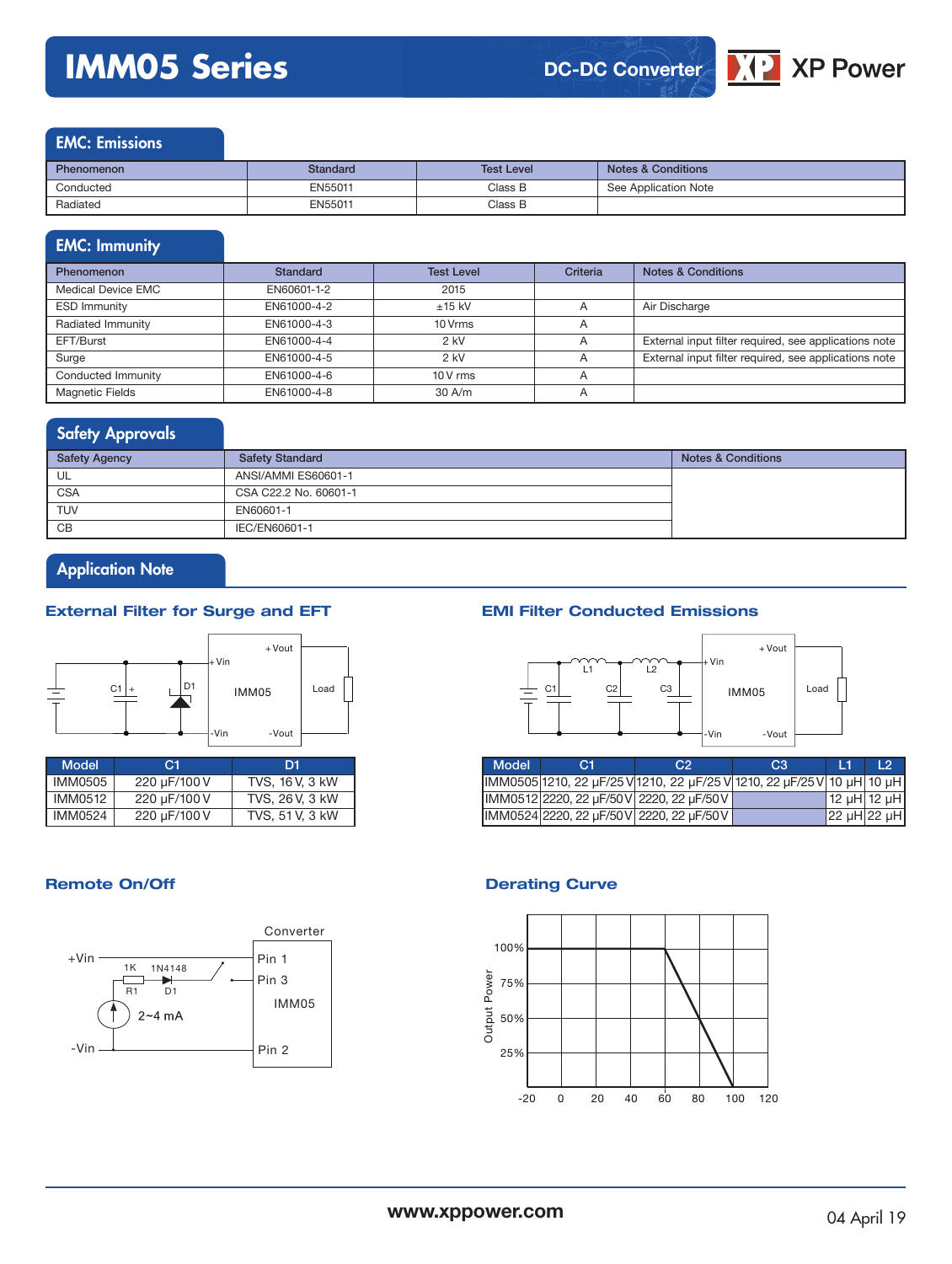## EMC: Emissions

| Phenomenon | Standard | Test Level | Notes & Conditions |
|---|---|---|---|
| Conducted | EN55011 | Class B | See Application Note |
| Radiated | EN55011 | Class B | |

## EMC: Immunity

| Phenomenon | Standard | Test Level | Criteria | Notes & Conditions |
|---|---|---|---|---|
| Medical Device EMC | EN60601-1-2 | 2015 | | |
| ESD Immunity | EN61000-4-2 | ±15 kV | A | Air Discharge |
| Radiated Immunity | EN61000-4-3 | 10 Vrms | A | |
| EFT/Burst | EN61000-4-4 | 2 kV | A | External input filter required, see applications note |
| Surge | EN61000-4-5 | 2 kV | A | External input filter required, see applications note |
| Conducted Immunity | EN61000-4-6 | 10 V rms | A | |
| Magnetic Fields | EN61000-4-8 | 30 A/m | A | |

## Safety Approvals

| Safety Agency | Safety Standard | Notes & Conditions |
|---|---|---|
| UL | ANSI/AMMI ES60601-1 | |
| CSA | CSA C22.2 No. 60601-1 | |
| TUV | EN60601-1 | |
| CB | IEC/EN60601-1 | |

## Application Note

### External Filter for Surge and EFT

+Vin
+Vout
C1
+
D1
IMM05
Load
-Vin
-Vout

| Model | C1 | D1 |
|---|---|---|
| IMM0505 | 220 µF/100 V | TVS, 16 V, 3 kW |
| IMM0512 | 220 µF/100 V | TVS, 26 V, 3 kW |
| IMM0524 | 220 µF/100 V | TVS, 51 V, 3 kW |

### EMI Filter Conducted Emissions

L1
L2
+Vin
+Vout
C1
C2
C3
IMM05
Load
-Vin
-Vout

| Model | C1 | C2 | C3 | L1 | L2 |
|---|---|---|---|---|---|
| IMM0505 | 1210, 22 µF/25 V | 1210, 22 µF/25 V | 1210, 22 µF/25 V | 10 µH | 10 µH |
| IMM0512 | 2220, 22 µF/50 V | 2220, 22 µF/50 V | | 12 µH | 12 µH |
| IMM0524 | 2220, 22 µF/50 V | 2220, 22 µF/50 V | | 22 µH | 22 µH |

### Remote On/Off

Converter
+Vin
1K
R1
1N4148
D1
2~4 mA
-Vin
Pin 1
Pin 3
IMM05
Pin 2

### Derating Curve

Output Power
100%
75%
50%
25%
-20
0
20
40
60
80
100
120